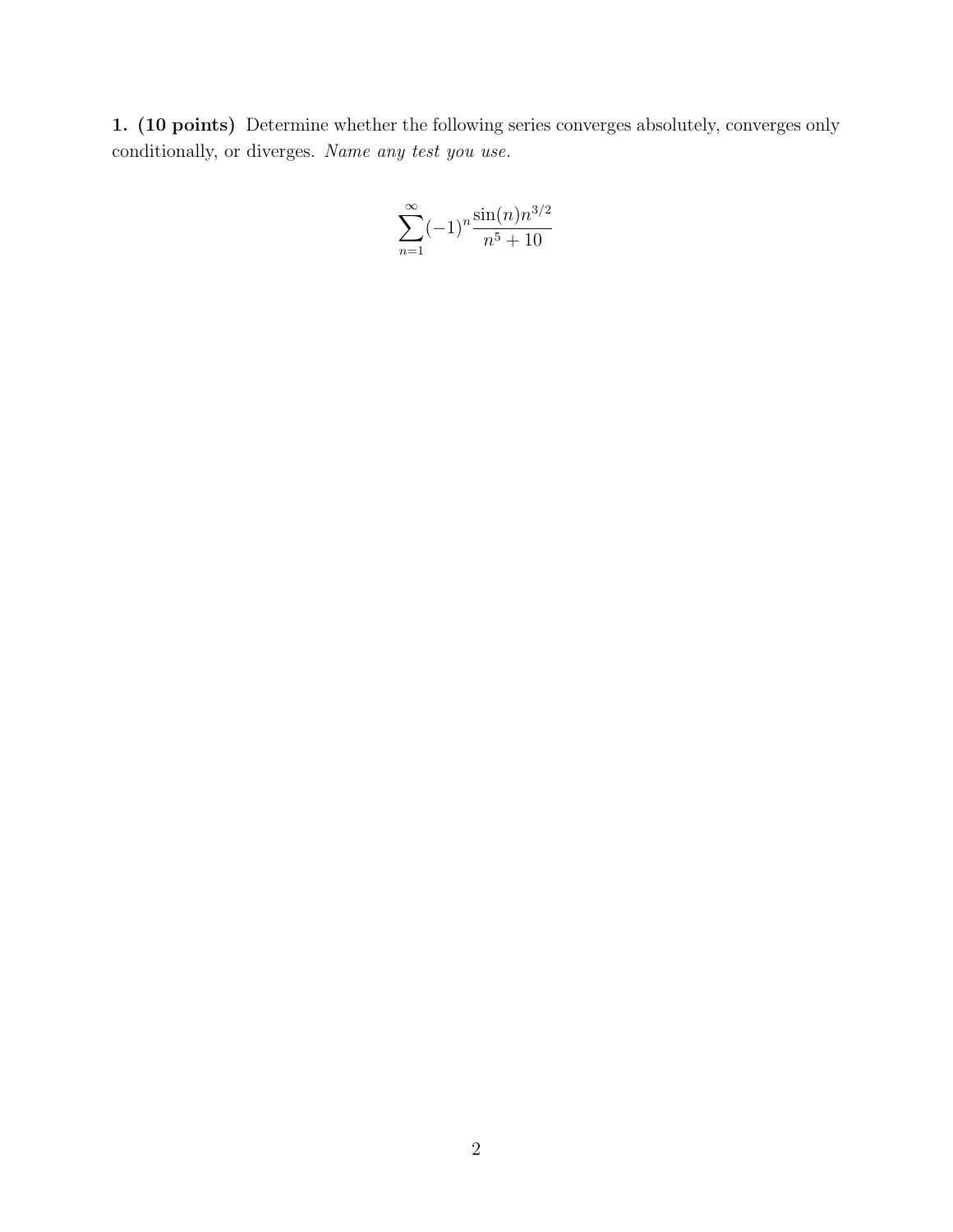**1. (10 points)** Determine whether the following series converges absolutely, converges only conditionally, or diverges. *Name any test you use.*

$$\sum_{n=1}^{\infty} (-1)^n \frac{\sin(n) n^{3/2}}{n^5 + 10}$$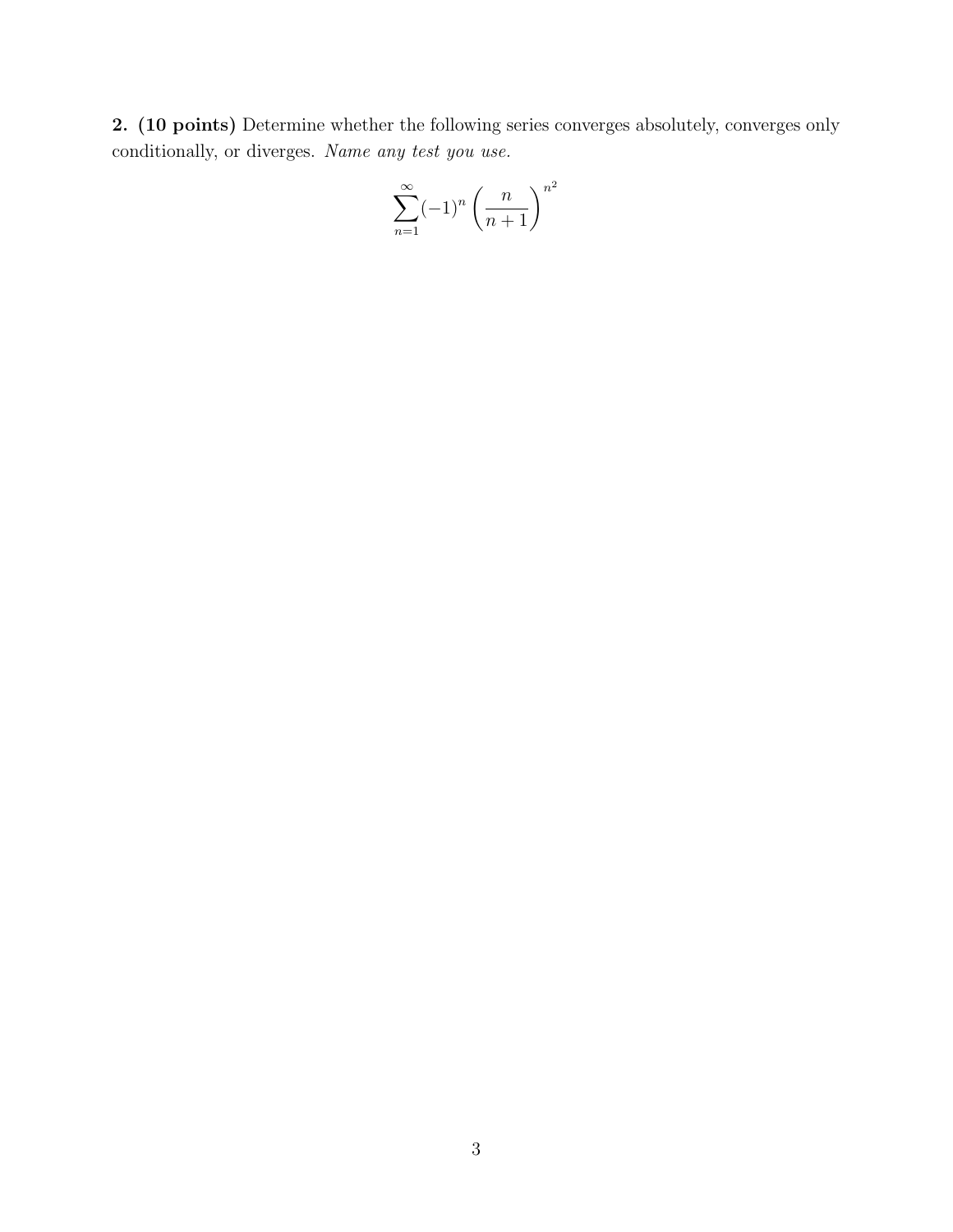**2. (10 points)** Determine whether the following series converges absolutely, converges only conditionally, or diverges. *Name any test you use.*

$$\sum_{n=1}^{\infty} (-1)^n \left( \frac{n}{n+1} \right)^{n^2}$$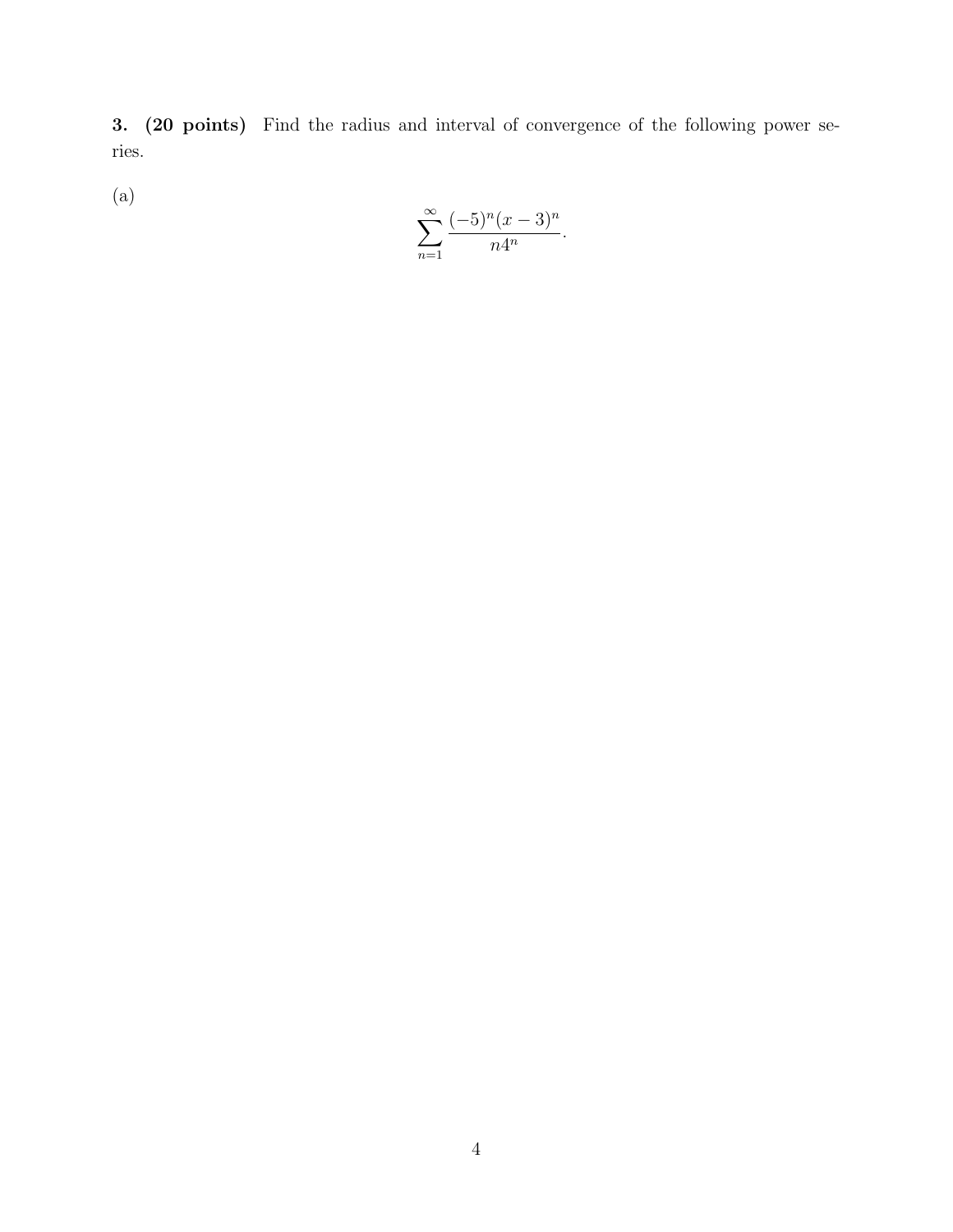**3. (20 points)** Find the radius and interval of convergence of the following power series.

(a)

$$\sum_{n=1}^{\infty} \frac{(-5)^n (x-3)^n}{n4^n}.$$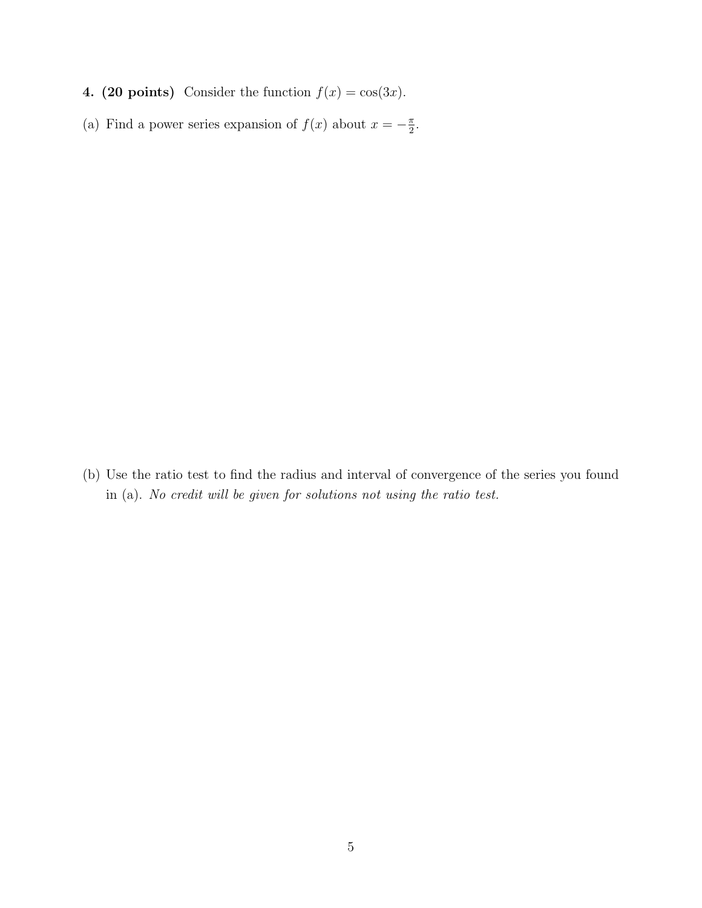**4. (20 points)** Consider the function $f(x) = \cos(3x)$.

(a) Find a power series expansion of $f(x)$ about $x = -\frac{\pi}{2}$.

(b) Use the ratio test to find the radius and interval of convergence of the series you found in (a). *No credit will be given for solutions not using the ratio test.*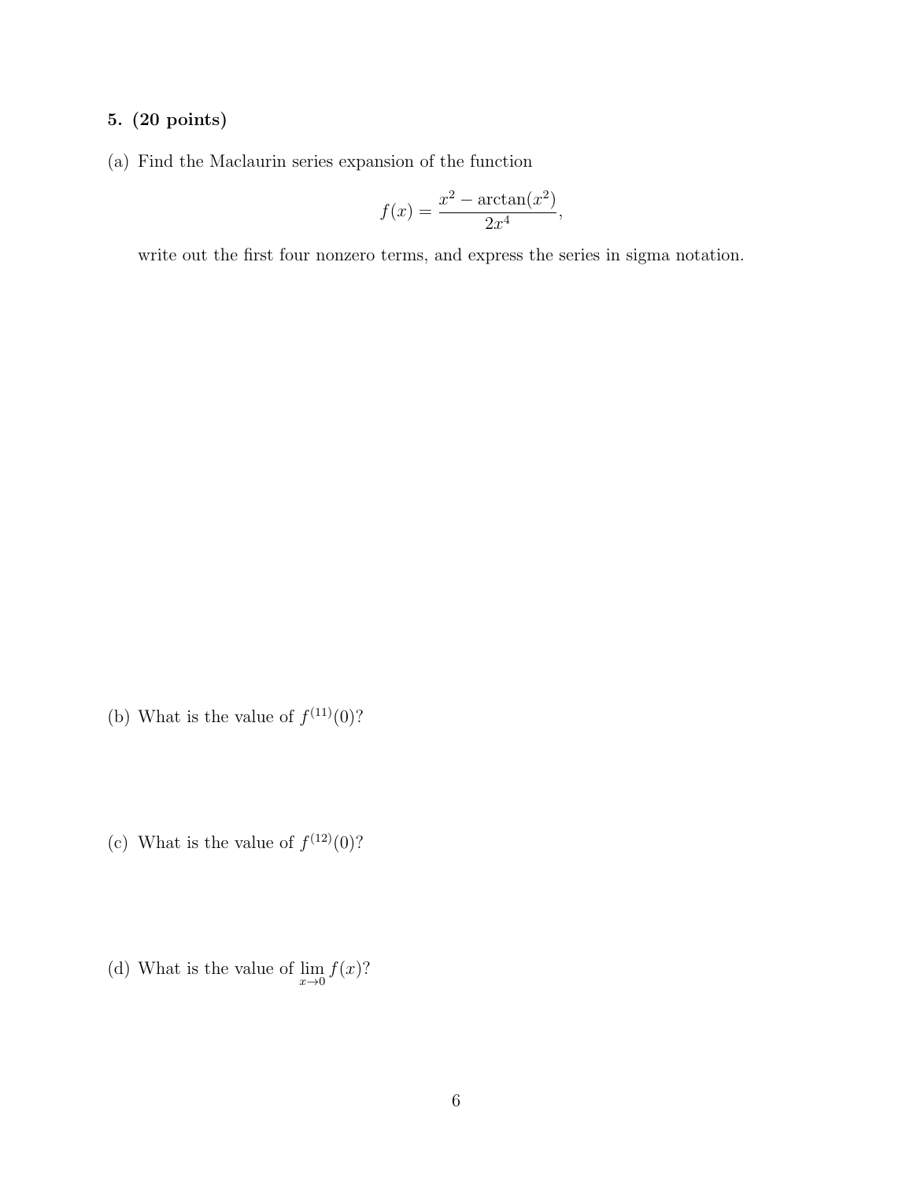**5. (20 points)**

(a) Find the Maclaurin series expansion of the function

$$f(x) = \frac{x^2 - \arctan(x^2)}{2x^4},$$

write out the first four nonzero terms, and express the series in sigma notation.

(b) What is the value of $f^{(11)}(0)$?

(c) What is the value of $f^{(12)}(0)$?

(d) What is the value of $\lim_{x \to 0} f(x)$?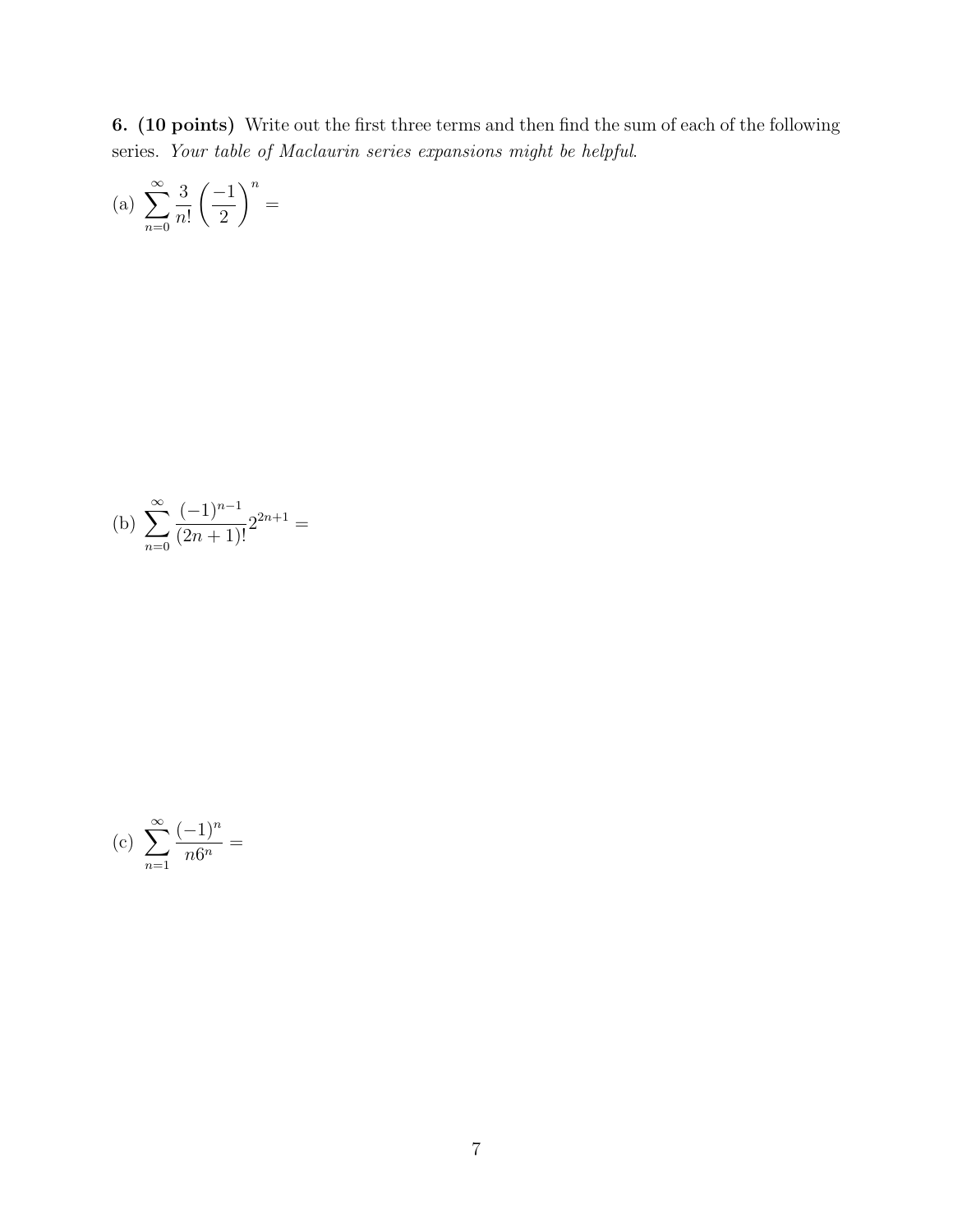**6. (10 points)** Write out the first three terms and then find the sum of each of the following series. *Your table of Maclaurin series expansions might be helpful.*

(a) $\displaystyle\sum_{n=0}^{\infty} \frac{3}{n!} \left(\frac{-1}{2}\right)^n =$

(b) $\displaystyle\sum_{n=0}^{\infty} \frac{(-1)^{n-1}}{(2n+1)!} 2^{2n+1} =$

(c) $\displaystyle\sum_{n=1}^{\infty} \frac{(-1)^n}{n6^n} =$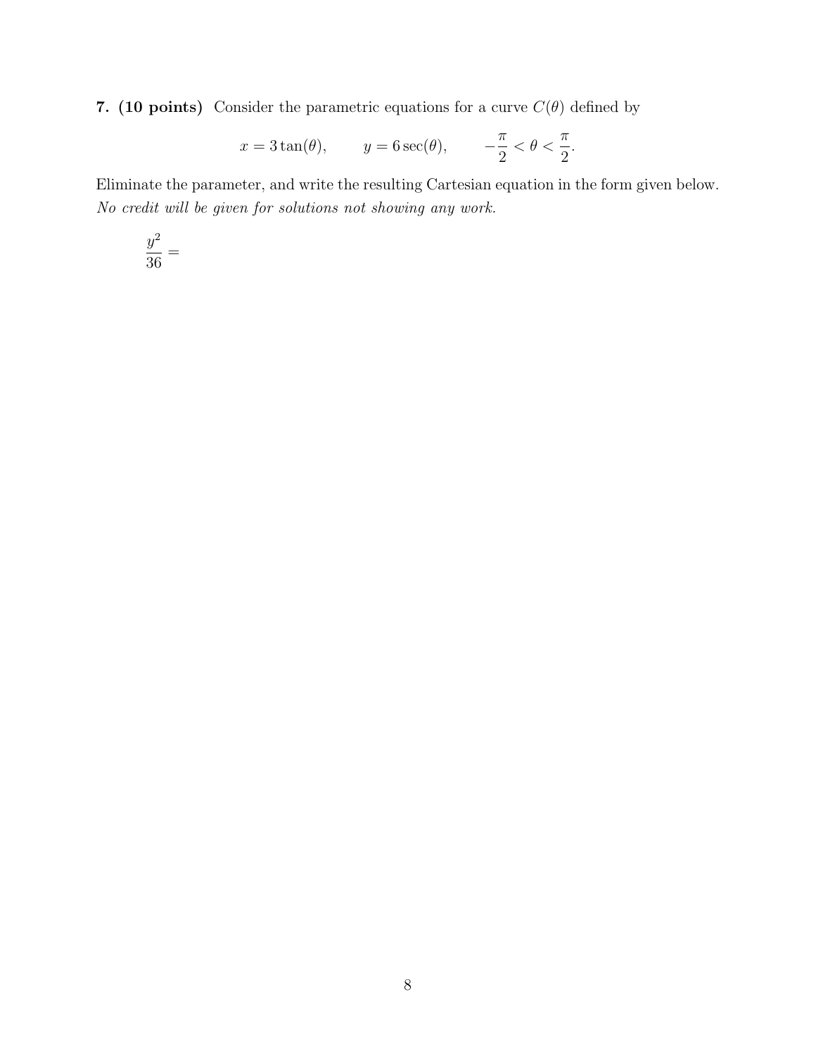**7. (10 points)** Consider the parametric equations for a curve $C(\theta)$ defined by

$$x = 3\tan(\theta), \qquad y = 6\sec(\theta), \qquad -\frac{\pi}{2} < \theta < \frac{\pi}{2}.$$

Eliminate the parameter, and write the resulting Cartesian equation in the form given below.
*No credit will be given for solutions not showing any work.*

$$\frac{y^2}{36} =$$